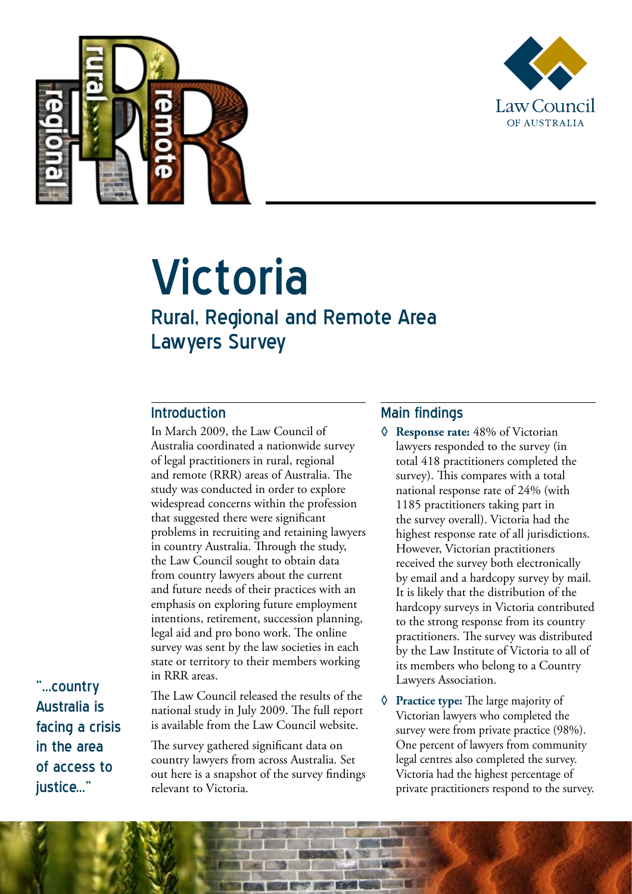# Victoria

## Rural, Regional and Remote Area Lawyers Survey

"...country Australia is facing a crisis in the area of access to justice..."

### Introduction

In March 2009, the Law Council of Australia coordinated a nationwide survey of legal practitioners in rural, regional and remote (RRR) areas of Australia. The study was conducted in order to explore widespread concerns within the profession that suggested there were significant problems in recruiting and retaining lawyers in country Australia. Through the study, the Law Council sought to obtain data from country lawyers about the current and future needs of their practices with an emphasis on exploring future employment intentions, retirement, succession planning, legal aid and pro bono work. The online survey was sent by the law societies in each state or territory to their members working in RRR areas.

The Law Council released the results of the national study in July 2009. The full report is available from the Law Council website.

The survey gathered significant data on country lawyers from across Australia. Set out here is a snapshot of the survey findings relevant to Victoria.

### Main findings

- **Response rate:** 48% of Victorian lawyers responded to the survey (in total 418 practitioners completed the survey). This compares with a total national response rate of 24% (with 1185 practitioners taking part in the survey overall). Victoria had the highest response rate of all jurisdictions. However, Victorian practitioners received the survey both electronically by email and a hardcopy survey by mail. It is likely that the distribution of the hardcopy surveys in Victoria contributed to the strong response from its country practitioners. The survey was distributed by the Law Institute of Victoria to all of its members who belong to a Country Lawyers Association.
- **Practice type:** The large majority of Victorian lawyers who completed the survey were from private practice (98%). One percent of lawyers from community legal centres also completed the survey. Victoria had the highest percentage of private practitioners respond to the survey.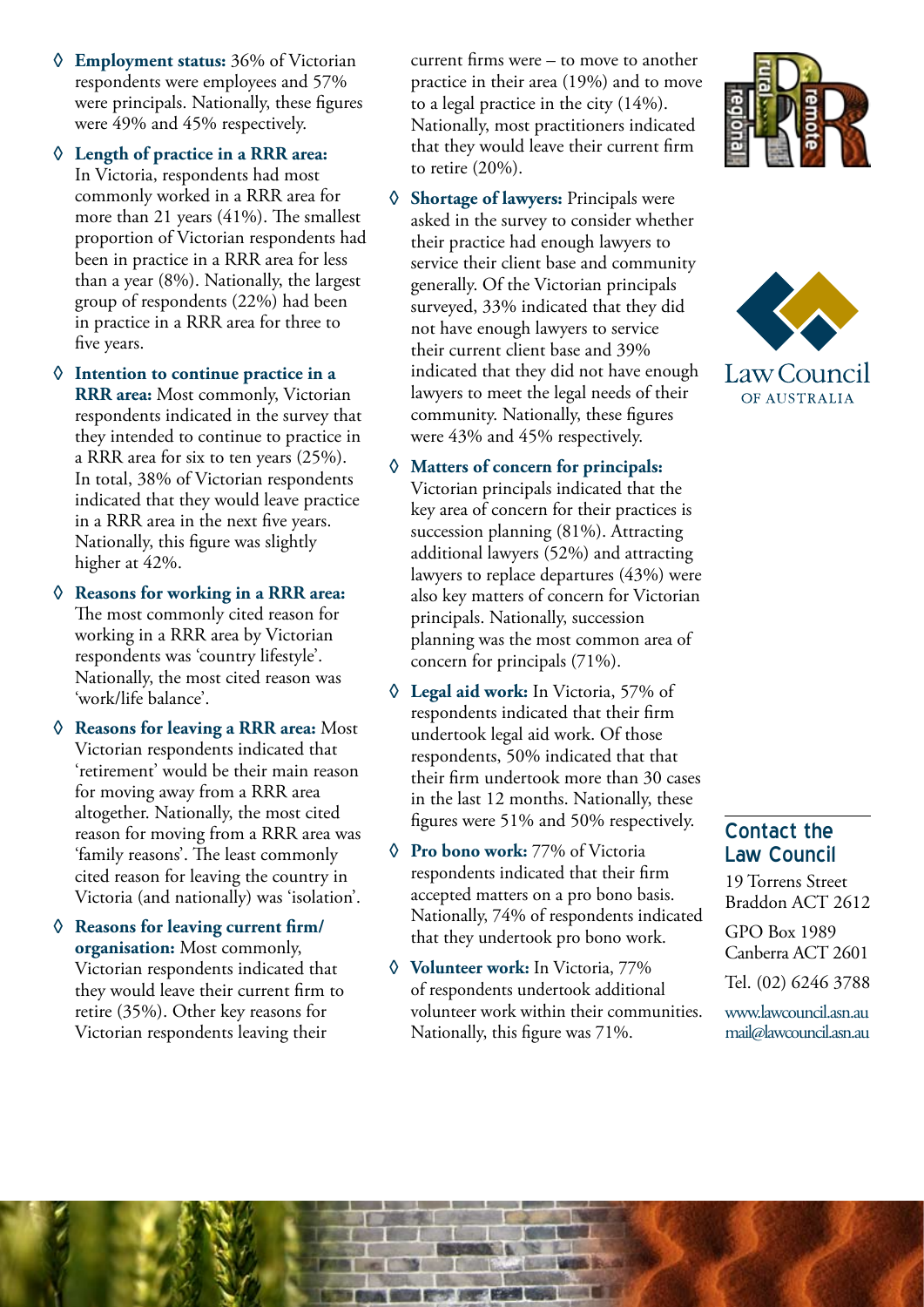- **Employment status:** 36% of Victorian respondents were employees and 57% were principals. Nationally, these figures were 49% and 45% respectively.
- **Length of practice in a RRR area:** In Victoria, respondents had most commonly worked in a RRR area for more than 21 years (41%). The smallest proportion of Victorian respondents had been in practice in a RRR area for less than a year (8%). Nationally, the largest group of respondents (22%) had been in practice in a RRR area for three to five years.
- **Intention to continue practice in a RRR area:** Most commonly, Victorian respondents indicated in the survey that they intended to continue to practice in a RRR area for six to ten years (25%). In total, 38% of Victorian respondents indicated that they would leave practice in a RRR area in the next five years. Nationally, this figure was slightly higher at 42%.
- **Reasons for working in a RRR area:** The most commonly cited reason for working in a RRR area by Victorian respondents was 'country lifestyle'. Nationally, the most cited reason was 'work/life balance'.
- **Reasons for leaving a RRR area:** Most Victorian respondents indicated that 'retirement' would be their main reason for moving away from a RRR area altogether. Nationally, the most cited reason for moving from a RRR area was 'family reasons'. The least commonly cited reason for leaving the country in Victoria (and nationally) was 'isolation'.
- **Reasons for leaving current firm/organisation:** Most commonly, Victorian respondents indicated that they would leave their current firm to retire (35%). Other key reasons for Victorian respondents leaving their current firms were – to move to another practice in their area (19%) and to move to a legal practice in the city (14%). Nationally, most practitioners indicated that they would leave their current firm to retire (20%).
- **Shortage of lawyers:** Principals were asked in the survey to consider whether their practice had enough lawyers to service their client base and community generally. Of the Victorian principals surveyed, 33% indicated that they did not have enough lawyers to service their current client base and 39% indicated that they did not have enough lawyers to meet the legal needs of their community. Nationally, these figures were 43% and 45% respectively.
- **Matters of concern for principals:** Victorian principals indicated that the key area of concern for their practices is succession planning (81%). Attracting additional lawyers (52%) and attracting lawyers to replace departures (43%) were also key matters of concern for Victorian principals. Nationally, succession planning was the most common area of concern for principals (71%).
- **Legal aid work:** In Victoria, 57% of respondents indicated that their firm undertook legal aid work. Of those respondents, 50% indicated that that their firm undertook more than 30 cases in the last 12 months. Nationally, these figures were 51% and 50% respectively.
- **Pro bono work:** 77% of Victoria respondents indicated that their firm accepted matters on a pro bono basis. Nationally, 74% of respondents indicated that they undertook pro bono work.
- **Volunteer work:** In Victoria, 77% of respondents undertook additional volunteer work within their communities. Nationally, this figure was 71%.

Law Council OF AUSTRALIA

## Contact the Law Council

19 Torrens Street
Braddon ACT 2612

GPO Box 1989
Canberra ACT 2601

Tel. (02) 6246 3788

www.lawcouncil.asn.au
mail@lawcouncil.asn.au